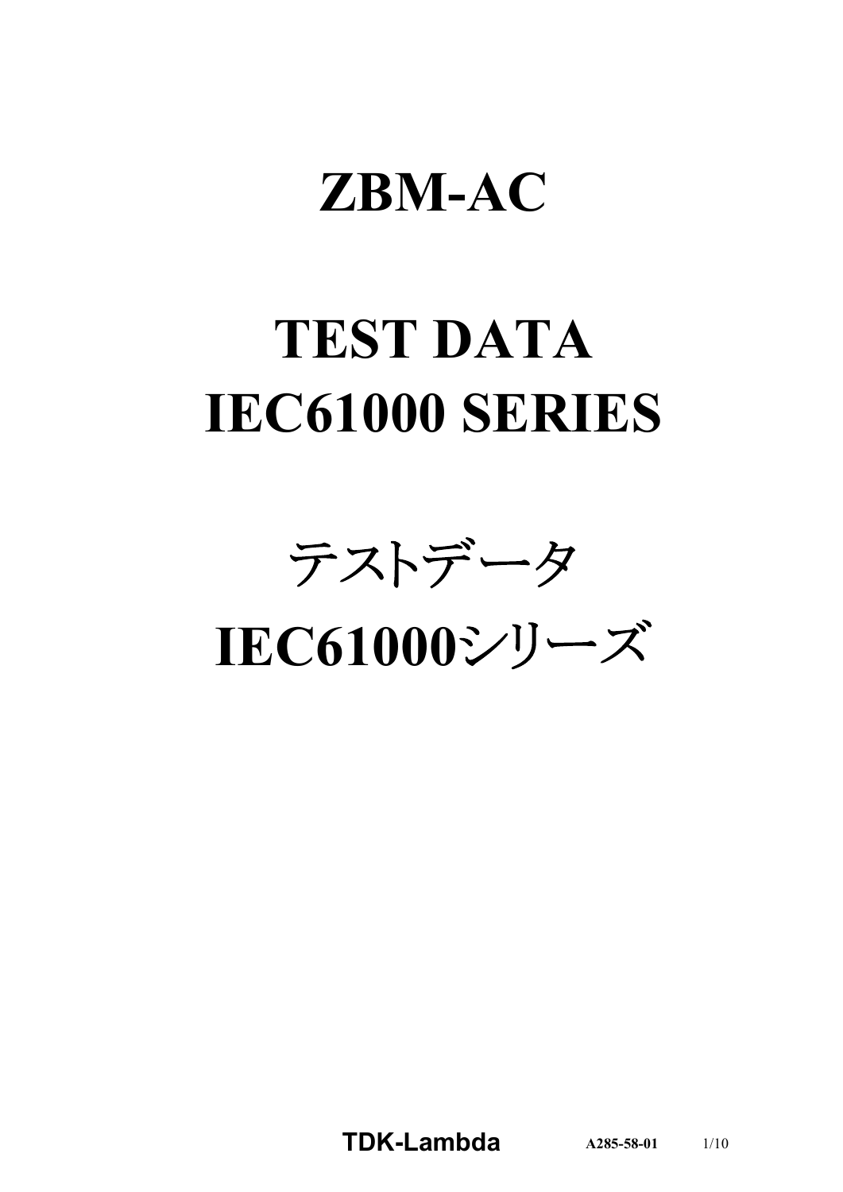# ZBM-AC

# TEST DATA
# IEC61000 SERIES

# テストデータ
# IEC61000シリーズ

**TDK-Lambda** A285-58-01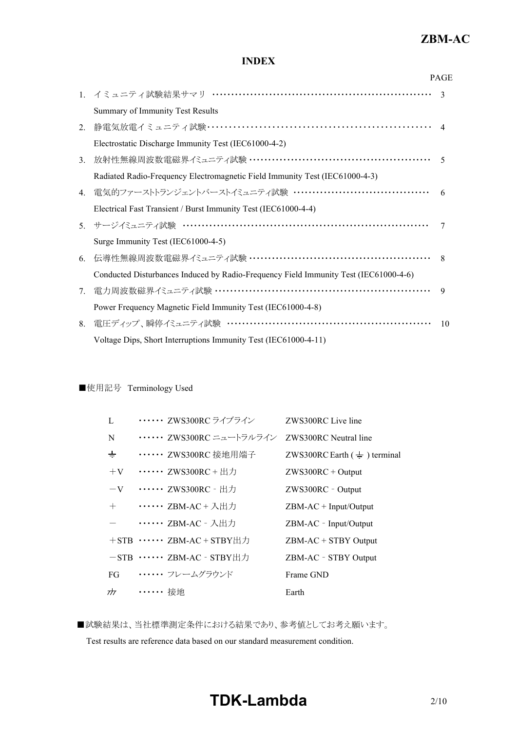# INDEX

| | | PAGE |
|---|---|---|
| 1. | イミュニティ試験結果サマリ<br>Summary of Immunity Test Results | 3 |
| 2. | 静電気放電イミュニティ試験<br>Electrostatic Discharge Immunity Test (IEC61000-4-2) | 4 |
| 3. | 放射性無線周波数電磁界イミュニティ試験<br>Radiated Radio-Frequency Electromagnetic Field Immunity Test (IEC61000-4-3) | 5 |
| 4. | 電気的ファーストトランジェントバーストイミュニティ試験<br>Electrical Fast Transient / Burst Immunity Test (IEC61000-4-4) | 6 |
| 5. | サージイミュニティ試験<br>Surge Immunity Test (IEC61000-4-5) | 7 |
| 6. | 伝導性無線周波数電磁界イミュニティ試験<br>Conducted Disturbances Induced by Radio-Frequency Field Immunity Test (IEC61000-4-6) | 8 |
| 7. | 電力周波数磁界イミュニティ試験<br>Power Frequency Magnetic Field Immunity Test (IEC61000-4-8) | 9 |
| 8. | 電圧ディップ、瞬停イミュニティ試験<br>Voltage Dips, Short Interruptions Immunity Test (IEC61000-4-11) | 10 |

■使用記号 Terminology Used

| | | |
|---|---|---|
| L | ZWS300RC ライブライン | ZWS300RC Live line |
| N | ZWS300RC ニュートラルライン | ZWS300RC Neutral line |
| ⏚ | ZWS300RC 接地用端子 | ZWS300RC Earth ( ⏚ ) terminal |
| ＋V | ZWS300RC + 出力 | ZWS300RC + Output |
| －V | ZWS300RC - 出力 | ZWS300RC - Output |
| ＋ | ZBM-AC + 入出力 | ZBM-AC + Input/Output |
| － | ZBM-AC - 入出力 | ZBM-AC - Input/Output |
| ＋STB | ZBM-AC + STBY出力 | ZBM-AC + STBY Output |
| －STB | ZBM-AC - STBY出力 | ZBM-AC - STBY Output |
| FG | フレームグラウンド | Frame GND |
| ⏚ | 接地 | Earth |

■試験結果は、当社標準測定条件における結果であり、参考値としてお考え願います。

Test results are reference data based on our standard measurement condition.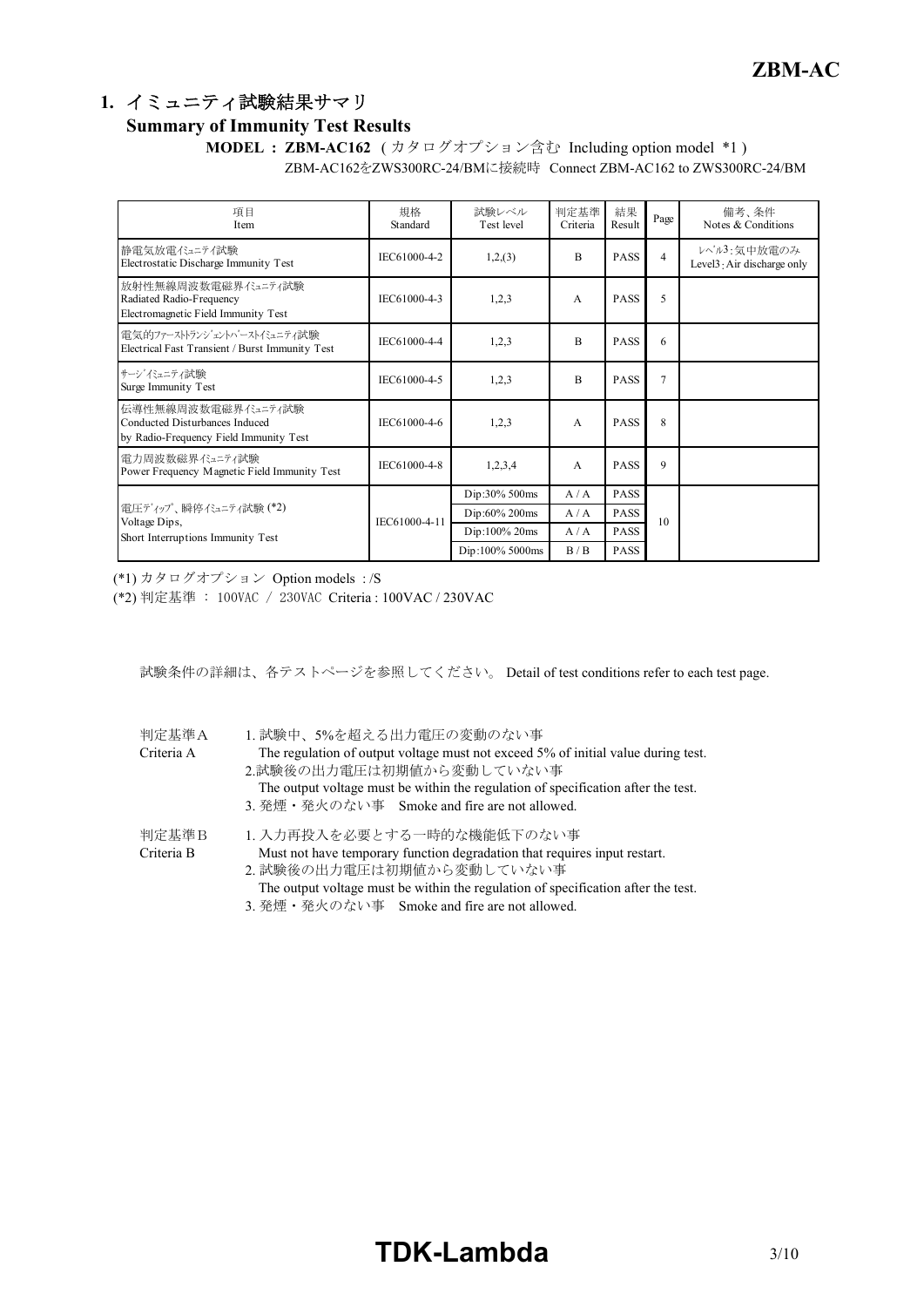# 1. イミュニティ試験結果サマリ
## Summary of Immunity Test Results

**MODEL : ZBM-AC162** ( カタログオプション含む Including option model *1 )

ZBM-AC162をZWS300RC-24/BMに接続時 Connect ZBM-AC162 to ZWS300RC-24/BM

| 項目<br>Item | 規格<br>Standard | 試験レベル<br>Test level | 判定基準<br>Criteria | 結果<br>Result | Page | 備考、条件<br>Notes & Conditions |
|---|---|---|---|---|---|---|
| 静電気放電ｲﾐｭﾆﾃｨ試験<br>Electrostatic Discharge Immunity Test | IEC61000-4-2 | 1,2,(3) | B | PASS | 4 | ﾚﾍﾞﾙ3：気中放電のみ<br>Level3 : Air discharge only |
| 放射性無線周波数電磁界ｲﾐｭﾆﾃｨ試験<br>Radiated Radio-Frequency<br>Electromagnetic Field Immunity Test | IEC61000-4-3 | 1,2,3 | A | PASS | 5 | |
| 電気的ﾌｧｰｽﾄﾄﾗﾝｼﾞｪﾝﾄﾊﾞｰｽﾄｲﾐｭﾆﾃｨ試験<br>Electrical Fast Transient / Burst Immunity Test | IEC61000-4-4 | 1,2,3 | B | PASS | 6 | |
| ｻｰｼﾞｲﾐｭﾆﾃｨ試験<br>Surge Immunity Test | IEC61000-4-5 | 1,2,3 | B | PASS | 7 | |
| 伝導性無線周波数電磁界ｲﾐｭﾆﾃｨ試験<br>Conducted Disturbances Induced<br>by Radio-Frequency Field Immunity Test | IEC61000-4-6 | 1,2,3 | A | PASS | 8 | |
| 電力周波数磁界ｲﾐｭﾆﾃｨ試験<br>Power Frequency Magnetic Field Immunity Test | IEC61000-4-8 | 1,2,3,4 | A | PASS | 9 | |
| 電圧ﾃﾞｨｯﾌﾟ、瞬停ｲﾐｭﾆﾃｨ試験 (*2)<br>Voltage Dips,<br>Short Interruptions Immunity Test | IEC61000-4-11 | Dip:30% 500ms | A / A | PASS | 10 | |
| | | Dip:60% 200ms | A / A | PASS | | |
| | | Dip:100% 20ms | A / A | PASS | | |
| | | Dip:100% 5000ms | B / B | PASS | | |

(*1) カタログオプション Option models : /S

(*2) 判定基準 ： 100VAC / 230VAC Criteria : 100VAC / 230VAC

試験条件の詳細は、各テストページを参照してください。 Detail of test conditions refer to each test page.

判定基準A
Criteria A

1. 試験中、5%を超える出力電圧の変動のない事
   The regulation of output voltage must not exceed 5% of initial value during test.
2. 試験後の出力電圧は初期値から変動していない事
   The output voltage must be within the regulation of specification after the test.
3. 発煙・発火のない事 Smoke and fire are not allowed.

判定基準B
Criteria B

1. 入力再投入を必要とする一時的な機能低下のない事
   Must not have temporary function degradation that requires input restart.
2. 試験後の出力電圧は初期値から変動していない事
   The output voltage must be within the regulation of specification after the test.
3. 発煙・発火のない事 Smoke and fire are not allowed.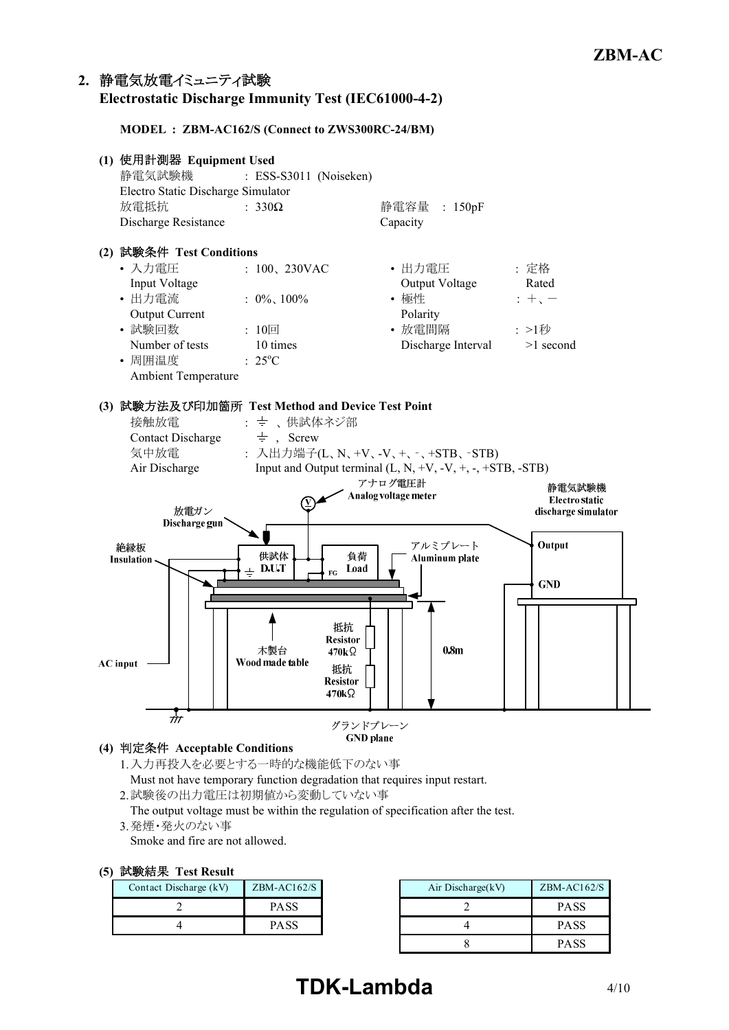## 2. 静電気放電イミュニティ試験 Electrostatic Discharge Immunity Test (IEC61000-4-2)

**MODEL : ZBM-AC162/S (Connect to ZWS300RC-24/BM)**

### (1) 使用計測器 Equipment Used

静電気試験機 : ESS-S3011 (Noiseken)
Electro Static Discharge Simulator

放電抵抗 : 330Ω
Discharge Resistance

静電容量 : 150pF
Capacity

### (2) 試験条件 Test Conditions

- 入力電圧 Input Voltage : 100、230VAC
- 出力電圧 Output Voltage : 定格 Rated
- 出力電流 Output Current : 0%、100%
- 極性 Polarity : +、−
- 試験回数 Number of tests : 10回 10 times
- 放電間隔 Discharge Interval : >1秒 >1 second
- 周囲温度 Ambient Temperature : 25°C

### (3) 試験方法及び印加箇所 Test Method and Device Test Point

接触放電 Contact Discharge : ⏚ 、供試体ネジ部 ⏚ , Screw

気中放電 Air Discharge : 入出力端子(L、N、+V、-V、+、−、+STB、−STB) Input and Output terminal (L, N, +V, -V, +, -, +STB, -STB)

アナログ電圧計 Analog voltage meter
静電気試験機 Electro static discharge simulator
放電ガン Discharge gun
絶縁板 Insulation
供試体 D.U.T
負荷 Load
FG
アルミプレート Aluminum plate
Output
GND
木製台 Wood made table
抵抗 Resistor 470kΩ
抵抗 Resistor 470kΩ
0.8m
AC input
グランドプレーン GND plane

### (4) 判定条件 Acceptable Conditions

1. 入力再投入を必要とする一時的な機能低下のない事
   Must not have temporary function degradation that requires input restart.
2. 試験後の出力電圧は初期値から変動していない事
   The output voltage must be within the regulation of specification after the test.
3. 発煙・発火のない事
   Smoke and fire are not allowed.

### (5) 試験結果 Test Result

| Contact Discharge (kV) | ZBM-AC162/S |
|---|---|
| 2 | PASS |
| 4 | PASS |

| Air Discharge(kV) | ZBM-AC162/S |
|---|---|
| 2 | PASS |
| 4 | PASS |
| 8 | PASS |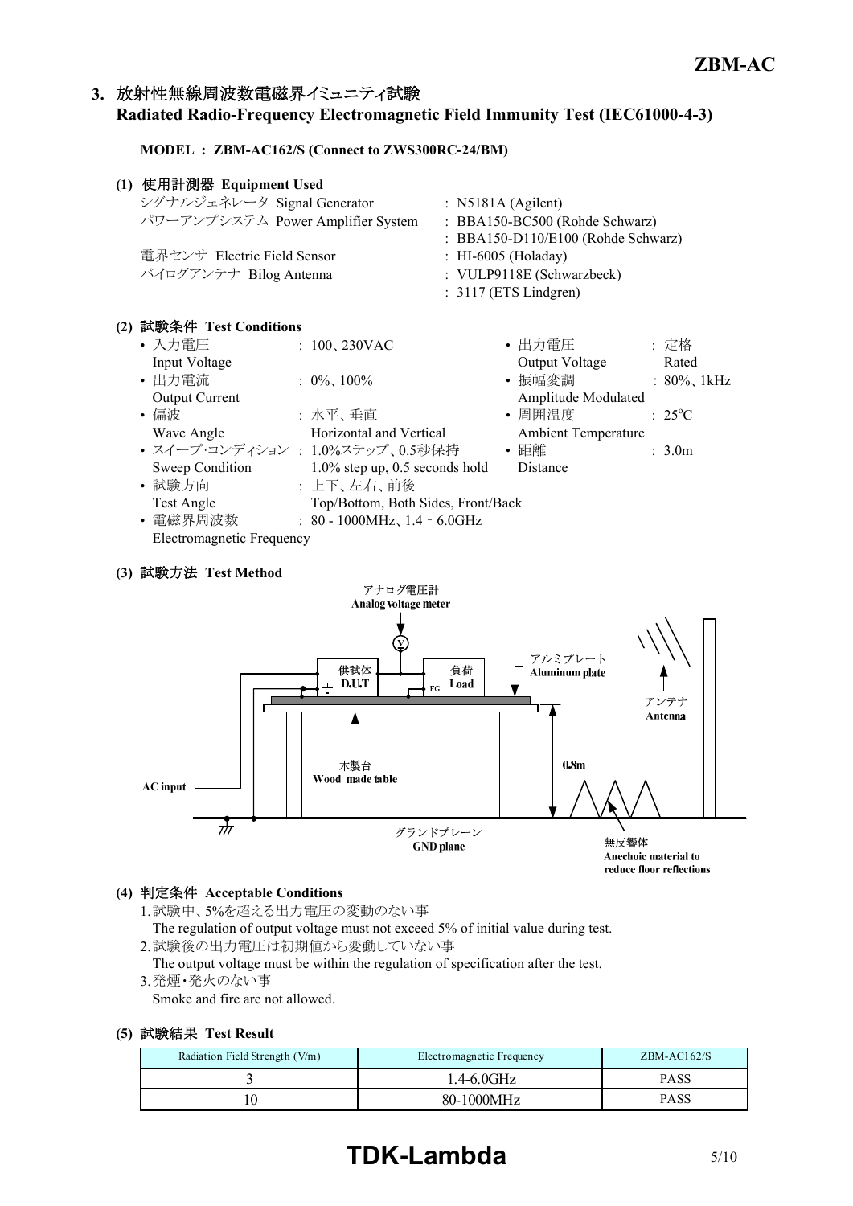## 3. 放射性無線周波数電磁界イミュニティ試験 Radiated Radio-Frequency Electromagnetic Field Immunity Test (IEC61000-4-3)

**MODEL : ZBM-AC162/S (Connect to ZWS300RC-24/BM)**

### (1) 使用計測器 Equipment Used

| | |
|---|---|
| シグナルジェネレータ Signal Generator | : N5181A (Agilent) |
| パワーアンプシステム Power Amplifier System | : BBA150-BC500 (Rohde Schwarz) |
| | : BBA150-D110/E100 (Rohde Schwarz) |
| 電界センサ Electric Field Sensor | : HI-6005 (Holaday) |
| バイログアンテナ Bilog Antenna | : VULP9118E (Schwarzbeck) |
| | : 3117 (ETS Lindgren) |

### (2) 試験条件 Test Conditions

- 入力電圧 Input Voltage : 100、230VAC
- 出力電流 Output Current : 0%、100%
- 偏波 Wave Angle : 水平、垂直 Horizontal and Vertical
- スイープ·コンディション Sweep Condition : 1.0%ステップ、0.5秒保持 1.0% step up, 0.5 seconds hold
- 試験方向 Test Angle : 上下、左右、前後 Top/Bottom, Both Sides, Front/Back
- 電磁界周波数 Electromagnetic Frequency : 80 - 1000MHz、1.4 - 6.0GHz
- 出力電圧 Output Voltage : 定格 Rated
- 振幅変調 Amplitude Modulated : 80%、1kHz
- 周囲温度 Ambient Temperature : 25℃
- 距離 Distance : 3.0m

### (3) 試験方法 Test Method

アナログ電圧計 Analog voltage meter
供試体 D.U.T
負荷 Load
FG
アルミプレート Aluminum plate
アンテナ Antenna
木製台 Wood made table
0.8m
AC input
グランドプレーン GND plane
無反響体 Anechoic material to reduce floor reflections

### (4) 判定条件 Acceptable Conditions

1. 試験中、5%を超える出力電圧の変動のない事
   The regulation of output voltage must not exceed 5% of initial value during test.
2. 試験後の出力電圧は初期値から変動していない事
   The output voltage must be within the regulation of specification after the test.
3. 発煙・発火のない事
   Smoke and fire are not allowed.

### (5) 試験結果 Test Result

| Radiation Field Strength (V/m) | Electromagnetic Frequency | ZBM-AC162/S |
|---|---|---|
| 3 | 1.4-6.0GHz | PASS |
| 10 | 80-1000MHz | PASS |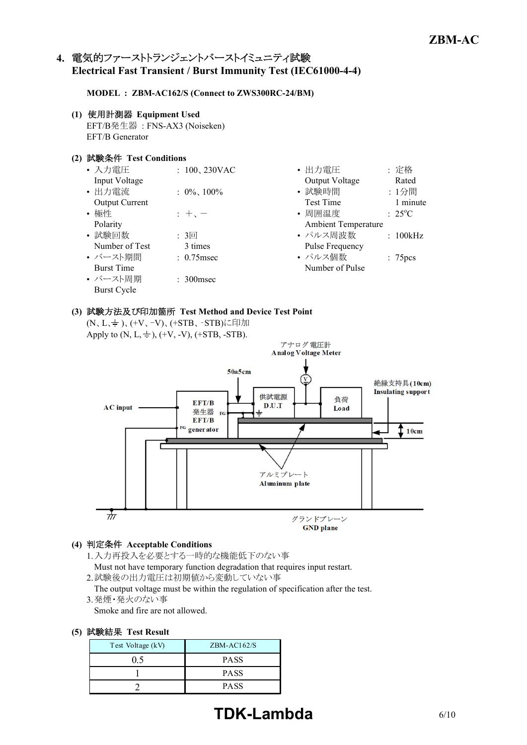## 4. 電気的ファーストトランジェントバーストイミュニティ試験 Electrical Fast Transient / Burst Immunity Test (IEC61000-4-4)

**MODEL : ZBM-AC162/S (Connect to ZWS300RC-24/BM)**

**(1) 使用計測器 Equipment Used**

EFT/B発生器 : FNS-AX3 (Noiseken)
EFT/B Generator

**(2) 試験条件 Test Conditions**

- 入力電圧 Input Voltage : 100、230VAC
- 出力電流 Output Current : 0%、100%
- 極性 Polarity : +、−
- 試験回数 Number of Test : 3回 3 times
- バースト期間 Burst Time : 0.75msec
- バースト周期 Burst Cycle : 300msec
- 出力電圧 Output Voltage : 定格 Rated
- 試験時間 Test Time : 1分間 1 minute
- 周囲温度 Ambient Temperature : 25°C
- パルス周波数 Pulse Frequency : 100kHz
- パルス個数 Number of Pulse : 75pcs

**(3) 試験方法及び印加箇所 Test Method and Device Test Point**

(N、L、⏚)、(+V、−V)、(+STB、-STB)に印加
Apply to (N, L, ⏚), (+V, -V), (+STB, -STB).

アナログ電圧計 Analog Voltage Meter
50±5cm
AC input
EFT/B発生器 EFT/B generator
供試電源 D.U.T
負荷 Load
絶縁支持具(10cm) Insulating support
10cm
アルミプレート Aluminum plate
グランドプレーン GND plane

**(4) 判定条件 Acceptable Conditions**

1. 入力再投入を必要とする一時的な機能低下のない事
   Must not have temporary function degradation that requires input restart.
2. 試験後の出力電圧は初期値から変動していない事
   The output voltage must be within the regulation of specification after the test.
3. 発煙・発火のない事
   Smoke and fire are not allowed.

**(5) 試験結果 Test Result**

| Test Voltage (kV) | ZBM-AC162/S |
|---|---|
| 0.5 | PASS |
| 1 | PASS |
| 2 | PASS |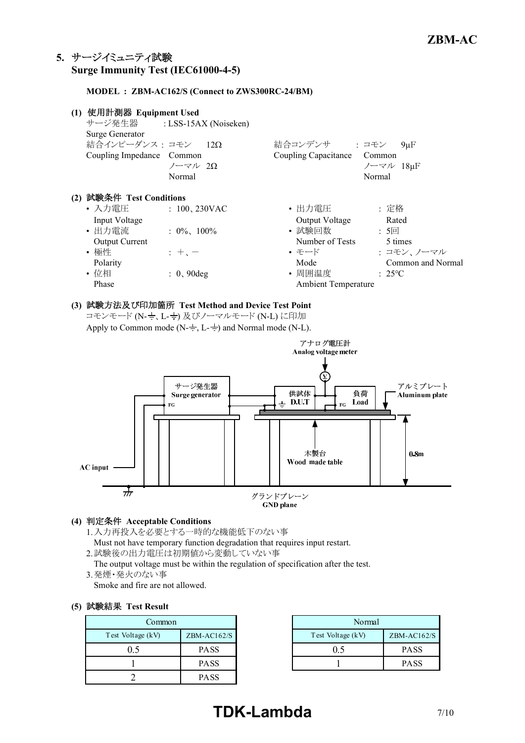## 5. サージイミュニティ試験 Surge Immunity Test (IEC61000-4-5)

**MODEL : ZBM-AC162/S (Connect to ZWS300RC-24/BM)**

### (1) 使用計測器 Equipment Used

サージ発生器 Surge Generator : LSS-15AX (Noiseken)

結合インピーダンス Coupling Impedance : コモン Common 12Ω ノーマル Normal 2Ω

結合コンデンサ Coupling Capacitance : コモン Common 9μF ノーマル Normal 18μF

### (2) 試験条件 Test Conditions

- 入力電圧 Input Voltage : 100、230VAC
- 出力電流 Output Current : 0%、100%
- 極性 Polarity : ＋、－
- 位相 Phase : 0、90deg
- 出力電圧 Output Voltage : 定格 Rated
- 試験回数 Number of Tests : 5回 5 times
- モード Mode : コモン、ノーマル Common and Normal
- 周囲温度 Ambient Temperature : 25℃

### (3) 試験方法及び印加箇所 Test Method and Device Test Point

コモンモード (N-⏚、L-⏚) 及びノーマルモード (N-L) に印加

Apply to Common mode (N-⏚, L-⏚) and Normal mode (N-L).

アナログ電圧計 Analog voltage meter / サージ発生器 Surge generator / 供試体 D.U.T / 負荷 Load / アルミプレート Aluminum plate / 木製台 Wood made table / 0.8m / AC input / グランドプレーン GND plane

### (4) 判定条件 Acceptable Conditions

1. 入力再投入を必要とする一時的な機能低下のない事
   Must not have temporary function degradation that requires input restart.
2. 試験後の出力電圧は初期値から変動していない事
   The output voltage must be within the regulation of specification after the test.
3. 発煙・発火のない事
   Smoke and fire are not allowed.

### (5) 試験結果 Test Result

| Common | |
|---|---|
| Test Voltage (kV) | ZBM-AC162/S |
| 0.5 | PASS |
| 1 | PASS |
| 2 | PASS |

| Normal | |
|---|---|
| Test Voltage (kV) | ZBM-AC162/S |
| 0.5 | PASS |
| 1 | PASS |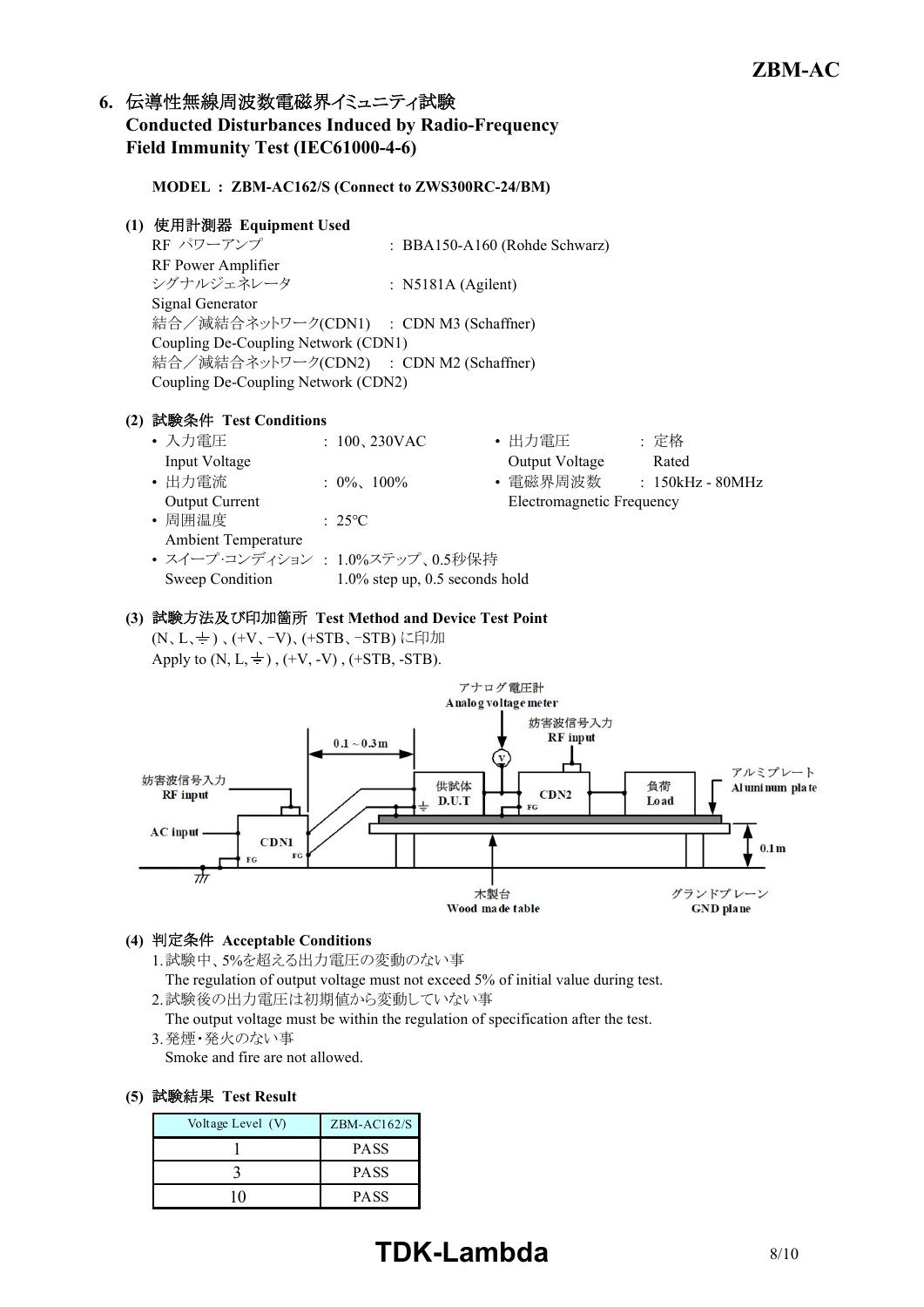## 6. 伝導性無線周波数電磁界イミュニティ試験 Conducted Disturbances Induced by Radio-Frequency Field Immunity Test (IEC61000-4-6)

**MODEL : ZBM-AC162/S (Connect to ZWS300RC-24/BM)**

**(1) 使用計測器 Equipment Used**

RF パワーアンプ RF Power Amplifier : BBA150-A160 (Rohde Schwarz)
シグナルジェネレータ Signal Generator : N5181A (Agilent)
結合／減結合ネットワーク(CDN1) Coupling De-Coupling Network (CDN1) : CDN M3 (Schaffner)
結合／減結合ネットワーク(CDN2) Coupling De-Coupling Network (CDN2) : CDN M2 (Schaffner)

**(2) 試験条件 Test Conditions**

- 入力電圧 Input Voltage : 100、230VAC
- 出力電圧 Output Voltage : 定格 Rated
- 出力電流 Output Current : 0%、100%
- 電磁界周波数 Electromagnetic Frequency : 150kHz - 80MHz
- 周囲温度 Ambient Temperature : 25℃
- スイープ·コンディション Sweep Condition : 1.0%ステップ、0.5秒保持 1.0% step up, 0.5 seconds hold

**(3) 試験方法及び印加箇所 Test Method and Device Test Point**

(N、L、⏚)、(+V、−V)、(+STB、−STB) に印加
Apply to (N, L, ⏚), (+V, -V), (+STB, -STB).

アナログ電圧計 Analog voltage meter
妨害波信号入力 RF input
0.1～0.3m
妨害波信号入力 RF input
AC input
CDN1
FG
供試体 D.U.T
CDN2
負荷 Load
アルミプレート Aluminum plate
0.1m
木製台 Wood made table
グランドプレーン GND plane

**(4) 判定条件 Acceptable Conditions**

1. 試験中、5%を超える出力電圧の変動のない事
   The regulation of output voltage must not exceed 5% of initial value during test.
2. 試験後の出力電圧は初期値から変動していない事
   The output voltage must be within the regulation of specification after the test.
3. 発煙・発火のない事
   Smoke and fire are not allowed.

**(5) 試験結果 Test Result**

| Voltage Level (V) | ZBM-AC162/S |
|---|---|
| 1 | PASS |
| 3 | PASS |
| 10 | PASS |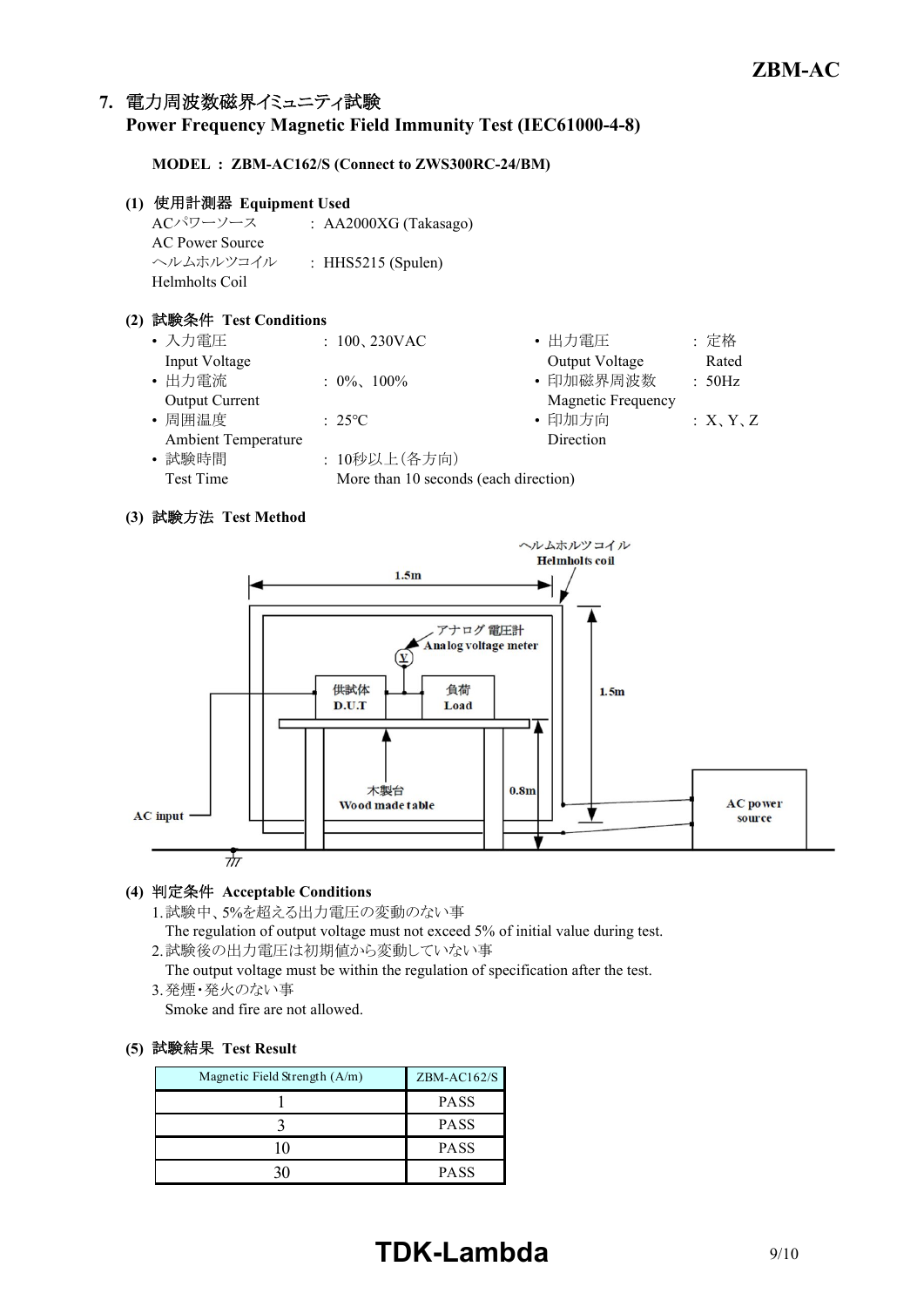## 7. 電力周波数磁界イミュニティ試験 Power Frequency Magnetic Field Immunity Test (IEC61000-4-8)

**MODEL : ZBM-AC162/S (Connect to ZWS300RC-24/BM)**

### (1) 使用計測器 Equipment Used

| | |
|---|---|
| ACパワーソース AC Power Source | : AA2000XG (Takasago) |
| ヘルムホルツコイル Helmholts Coil | : HHS5215 (Spulen) |

### (2) 試験条件 Test Conditions

- 入力電圧 Input Voltage : 100、230VAC
- 出力電圧 Output Voltage : 定格 Rated
- 出力電流 Output Current : 0%、100%
- 印加磁界周波数 Magnetic Frequency : 50Hz
- 周囲温度 Ambient Temperature : 25°C
- 印加方向 Direction : X、Y、Z
- 試験時間 Test Time : 10秒以上(各方向) More than 10 seconds (each direction)

### (3) 試験方法 Test Method

ヘルムホルツコイル Helmholts coil

1.5m

アナログ電圧計 Analog voltage meter

供試体 D.U.T

負荷 Load

1.5m

木製台 Wood made table

0.8m

AC input

AC power source

### (4) 判定条件 Acceptable Conditions

1. 試験中、5%を超える出力電圧の変動のない事
   The regulation of output voltage must not exceed 5% of initial value during test.
2. 試験後の出力電圧は初期値から変動していない事
   The output voltage must be within the regulation of specification after the test.
3. 発煙・発火のない事
   Smoke and fire are not allowed.

### (5) 試験結果 Test Result

| Magnetic Field Strength (A/m) | ZBM-AC162/S |
|---|---|
| 1 | PASS |
| 3 | PASS |
| 10 | PASS |
| 30 | PASS |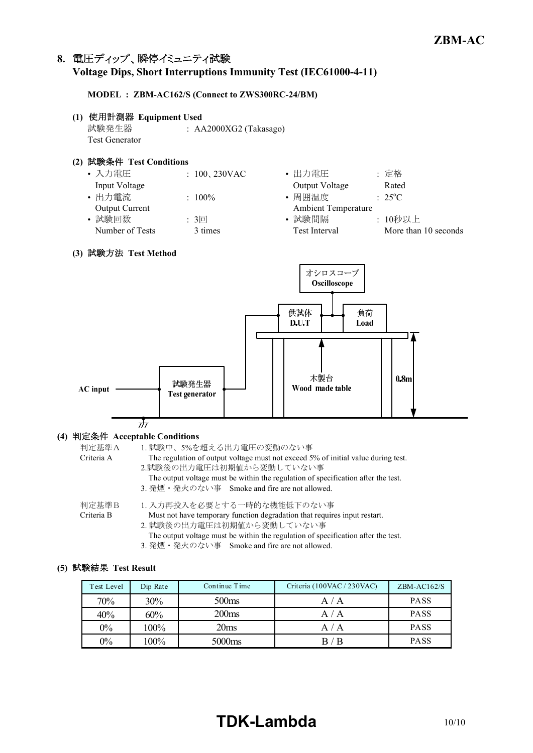## 8. 電圧ディップ、瞬停イミュニティ試験
## Voltage Dips, Short Interruptions Immunity Test (IEC61000-4-11)

**MODEL : ZBM-AC162/S (Connect to ZWS300RC-24/BM)**

**(1) 使用計測器 Equipment Used**

試験発生器 Test Generator : AA2000XG2 (Takasago)

**(2) 試験条件 Test Conditions**

- 入力電圧 Input Voltage : 100、230VAC
- 出力電流 Output Current : 100%
- 試験回数 Number of Tests : 3回 3 times
- 出力電圧 Output Voltage : 定格 Rated
- 周囲温度 Ambient Temperature : 25°C
- 試験間隔 Test Interval : 10秒以上 More than 10 seconds

**(3) 試験方法 Test Method**

オシロスコープ Oscilloscope

供試体 D.U.T

負荷 Load

木製台 Wood made table

0.8m

AC input

試験発生器 Test generator

**(4) 判定条件 Acceptable Conditions**

判定基準A Criteria A
1. 試験中、5%を超える出力電圧の変動のない事
The regulation of output voltage must not exceed 5% of initial value during test.
2.試験後の出力電圧は初期値から変動していない事
The output voltage must be within the regulation of specification after the test.
3. 発煙・発火のない事 Smoke and fire are not allowed.

判定基準B Criteria B
1. 入力再投入を必要とする一時的な機能低下のない事
Must not have temporary function degradation that requires input restart.
2. 試験後の出力電圧は初期値から変動していない事
The output voltage must be within the regulation of specification after the test.
3. 発煙・発火のない事 Smoke and fire are not allowed.

**(5) 試験結果 Test Result**

| Test Level | Dip Rate | Continue Time | Criteria (100VAC / 230VAC) | ZBM-AC162/S |
|---|---|---|---|---|
| 70% | 30% | 500ms | A / A | PASS |
| 40% | 60% | 200ms | A / A | PASS |
| 0% | 100% | 20ms | A / A | PASS |
| 0% | 100% | 5000ms | B / B | PASS |